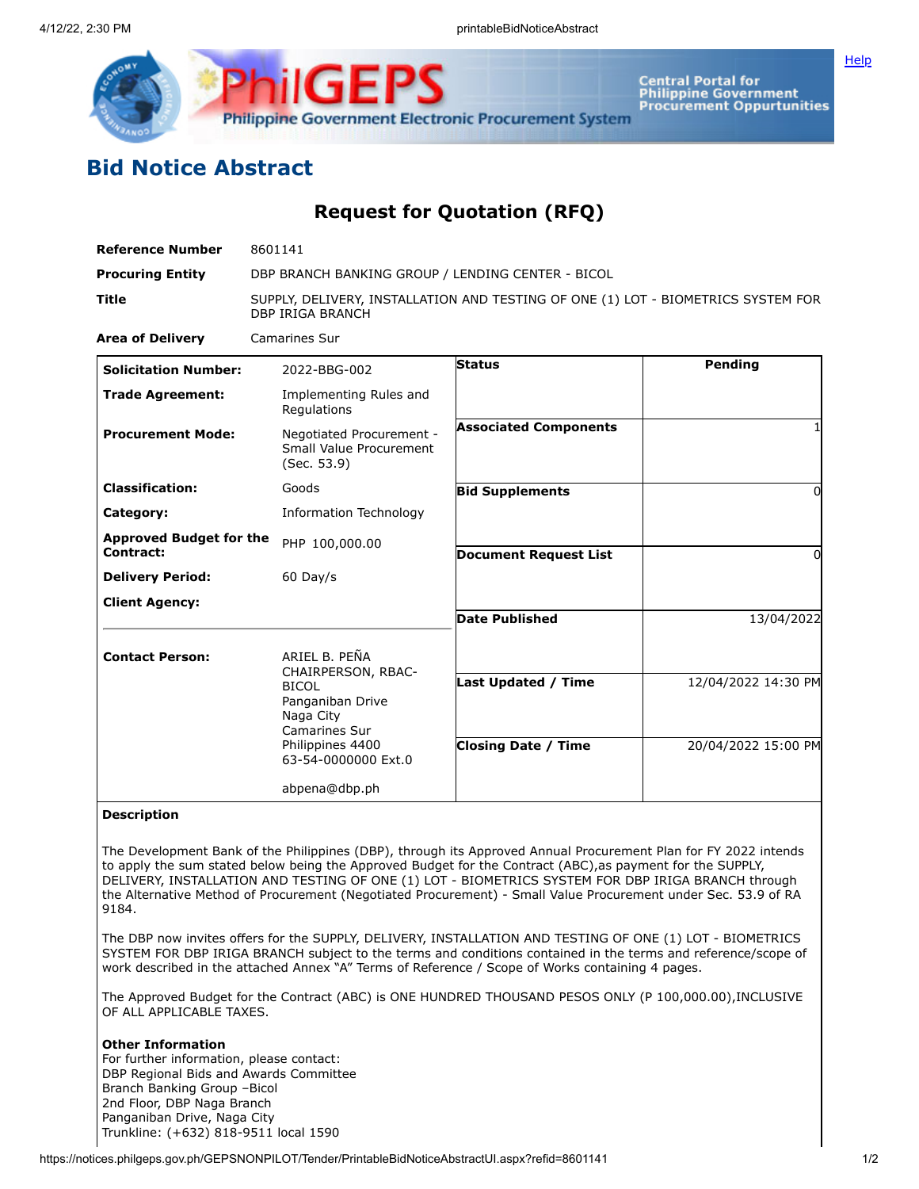# Bid Notice Abstract

## Request for Quotation (RFQ)

| | |
|---|---|
| **Reference Number** | 8601141 |
| **Procuring Entity** | DBP BRANCH BANKING GROUP / LENDING CENTER - BICOL |
| **Title** | SUPPLY, DELIVERY, INSTALLATION AND TESTING OF ONE (1) LOT - BIOMETRICS SYSTEM FOR DBP IRIGA BRANCH |
| **Area of Delivery** | Camarines Sur |

| | | | |
|---|---|---|---|
| **Solicitation Number:** | 2022-BBG-002 | **Status** | Pending |
| **Trade Agreement:** | Implementing Rules and Regulations | | |
| **Procurement Mode:** | Negotiated Procurement - Small Value Procurement (Sec. 53.9) | **Associated Components** | 1 |
| **Classification:** | Goods | **Bid Supplements** | 0 |
| **Category:** | Information Technology | | |
| **Approved Budget for the Contract:** | PHP 100,000.00 | **Document Request List** | 0 |
| **Delivery Period:** | 60 Day/s | | |
| **Client Agency:** | | **Date Published** | 13/04/2022 |
| **Contact Person:** | ARIEL B. PEÑA<br>CHAIRPERSON, RBAC-BICOL<br>Panganiban Drive<br>Naga City<br>Camarines Sur<br>Philippines 4400<br>63-54-0000000 Ext.0<br><br>abpena@dbp.ph | **Last Updated / Time** | 12/04/2022 14:30 PM |
| | | **Closing Date / Time** | 20/04/2022 15:00 PM |

**Description**

The Development Bank of the Philippines (DBP), through its Approved Annual Procurement Plan for FY 2022 intends to apply the sum stated below being the Approved Budget for the Contract (ABC),as payment for the SUPPLY, DELIVERY, INSTALLATION AND TESTING OF ONE (1) LOT - BIOMETRICS SYSTEM FOR DBP IRIGA BRANCH through the Alternative Method of Procurement (Negotiated Procurement) - Small Value Procurement under Sec. 53.9 of RA 9184.

The DBP now invites offers for the SUPPLY, DELIVERY, INSTALLATION AND TESTING OF ONE (1) LOT - BIOMETRICS SYSTEM FOR DBP IRIGA BRANCH subject to the terms and conditions contained in the terms and reference/scope of work described in the attached Annex "A" Terms of Reference / Scope of Works containing 4 pages.

The Approved Budget for the Contract (ABC) is ONE HUNDRED THOUSAND PESOS ONLY (P 100,000.00),INCLUSIVE OF ALL APPLICABLE TAXES.

**Other Information**
For further information, please contact:
DBP Regional Bids and Awards Committee
Branch Banking Group –Bicol
2nd Floor, DBP Naga Branch
Panganiban Drive, Naga City
Trunkline: (+632) 818-9511 local 1590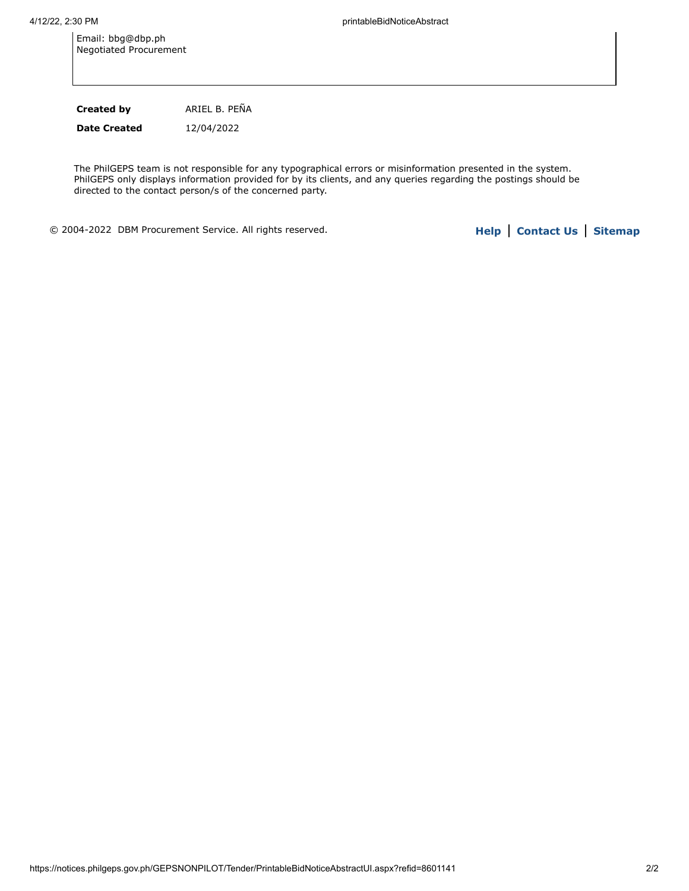Email: bbg@dbp.ph
Negotiated Procurement

| | |
|---|---|
| **Created by** | ARIEL B. PEÑA |
| **Date Created** | 12/04/2022 |

The PhilGEPS team is not responsible for any typographical errors or misinformation presented in the system. PhilGEPS only displays information provided for by its clients, and any queries regarding the postings should be directed to the contact person/s of the concerned party.

© 2004-2022 DBM Procurement Service. All rights reserved.

**Help** | **Contact Us** | **Sitemap**